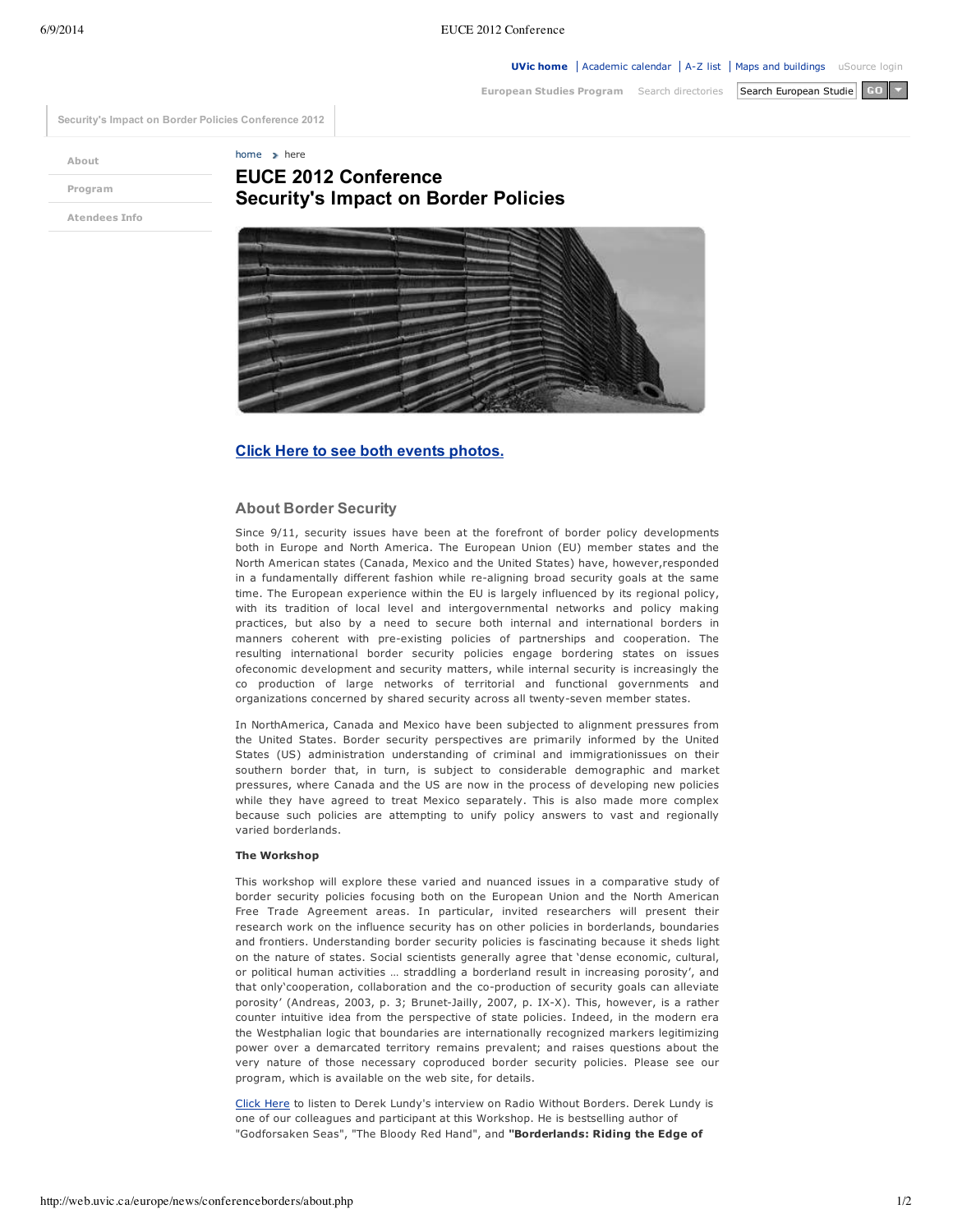UVic home | Academic calendar | A-Z list | Maps and buildings | uSource login

European Studies Program | Search directories | Search European Studie | GO

Security's Impact on Border Policies Conference 2012

- About
- Program
- Atendees Info

home > here

# EUCE 2012 Conference
# Security's Impact on Border Policies

**Click Here to see both events photos.**

## About Border Security

Since 9/11, security issues have been at the forefront of border policy developments both in Europe and North America. The European Union (EU) member states and the North American states (Canada, Mexico and the United States) have, however,responded in a fundamentally different fashion while re-aligning broad security goals at the same time. The European experience within the EU is largely influenced by its regional policy, with its tradition of local level and intergovernmental networks and policy making practices, but also by a need to secure both internal and international borders in manners coherent with pre-existing policies of partnerships and cooperation. The resulting international border security policies engage bordering states on issues ofeconomic development and security matters, while internal security is increasingly the co production of large networks of territorial and functional governments and organizations concerned by shared security across all twenty-seven member states.

In NorthAmerica, Canada and Mexico have been subjected to alignment pressures from the United States. Border security perspectives are primarily informed by the United States (US) administration understanding of criminal and immigrationissues on their southern border that, in turn, is subject to considerable demographic and market pressures, where Canada and the US are now in the process of developing new policies while they have agreed to treat Mexico separately. This is also made more complex because such policies are attempting to unify policy answers to vast and regionally varied borderlands.

**The Workshop**

This workshop will explore these varied and nuanced issues in a comparative study of border security policies focusing both on the European Union and the North American Free Trade Agreement areas. In particular, invited researchers will present their research work on the influence security has on other policies in borderlands, boundaries and frontiers. Understanding border security policies is fascinating because it sheds light on the nature of states. Social scientists generally agree that 'dense economic, cultural, or political human activities … straddling a borderland result in increasing porosity', and that only'cooperation, collaboration and the co-production of security goals can alleviate porosity' (Andreas, 2003, p. 3; Brunet-Jailly, 2007, p. IX-X). This, however, is a rather counter intuitive idea from the perspective of state policies. Indeed, in the modern era the Westphalian logic that boundaries are internationally recognized markers legitimizing power over a demarcated territory remains prevalent; and raises questions about the very nature of those necessary coproduced border security policies. Please see our program, which is available on the web site, for details.

Click Here to listen to Derek Lundy's interview on Radio Without Borders. Derek Lundy is one of our colleagues and participant at this Workshop. He is bestselling author of "Godforsaken Seas", "The Bloody Red Hand", and **"Borderlands: Riding the Edge of**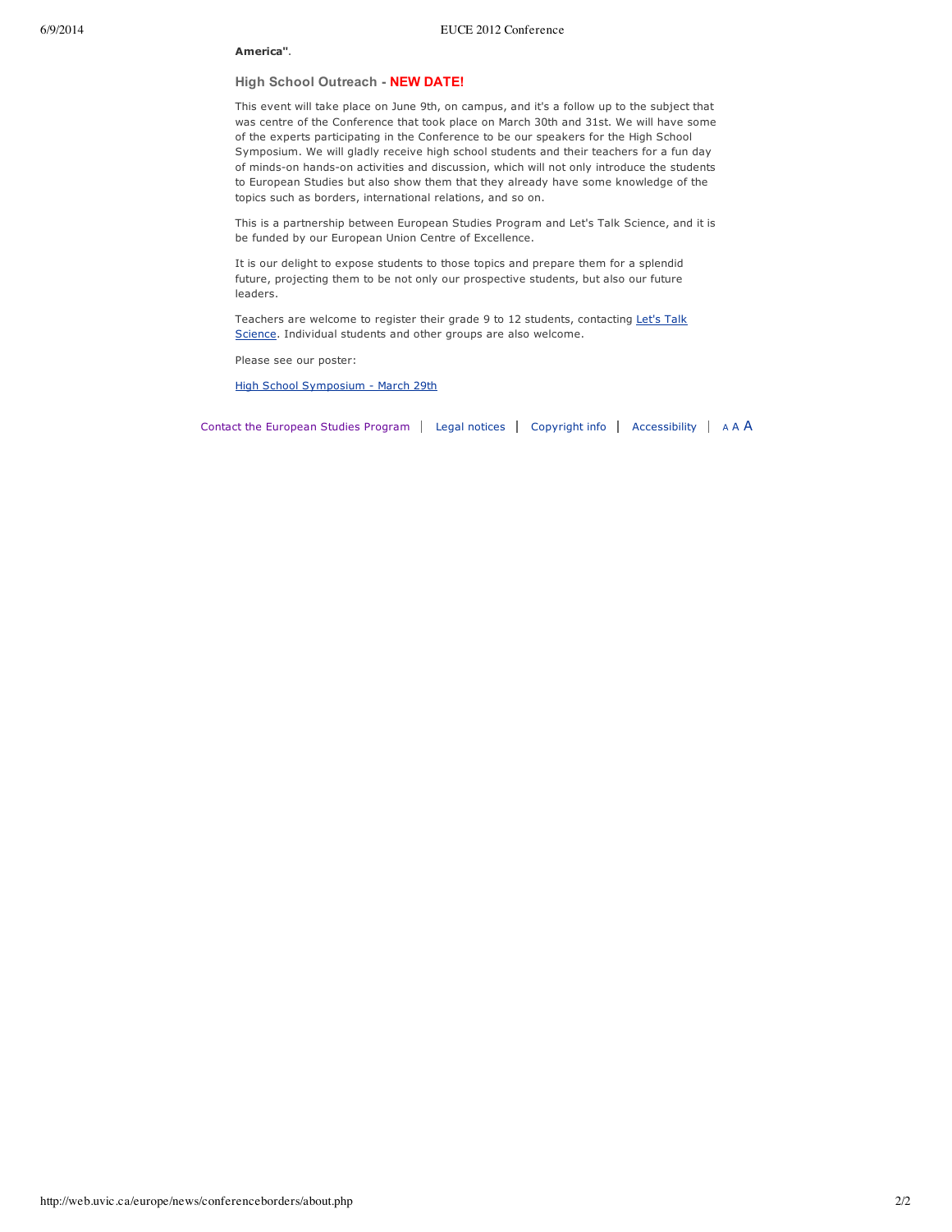**America"**.

### High School Outreach - **NEW DATE!**

This event will take place on June 9th, on campus, and it's a follow up to the subject that was centre of the Conference that took place on March 30th and 31st. We will have some of the experts participating in the Conference to be our speakers for the High School Symposium. We will gladly receive high school students and their teachers for a fun day of minds-on hands-on activities and discussion, which will not only introduce the students to European Studies but also show them that they already have some knowledge of the topics such as borders, international relations, and so on.

This is a partnership between European Studies Program and Let's Talk Science, and it is be funded by our European Union Centre of Excellence.

It is our delight to expose students to those topics and prepare them for a splendid future, projecting them to be not only our prospective students, but also our future leaders.

Teachers are welcome to register their grade 9 to 12 students, contacting Let's Talk Science. Individual students and other groups are also welcome.

Please see our poster:

High School Symposium - March 29th

Contact the European Studies Program | Legal notices | Copyright info | Accessibility | A A A